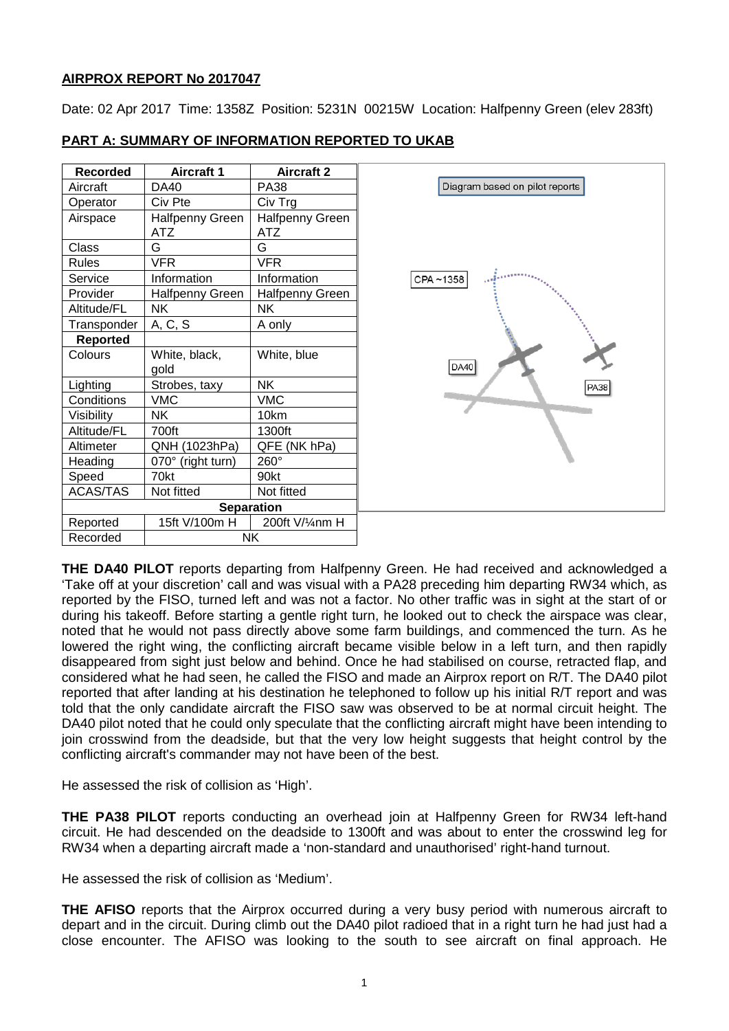## AIRPROX REPORT No 2017047

Date: 02 Apr 2017 Time: 1358Z Position: 5231N 00215W Location: Halfpenny Green (elev 283ft)

## PART A: SUMMARY OF INFORMATION REPORTED TO UKAB

| Recorded | Aircraft 1 | Aircraft 2 |
|---|---|---|
| Aircraft | DA40 | PA38 |
| Operator | Civ Pte | Civ Trg |
| Airspace | Halfpenny Green ATZ | Halfpenny Green ATZ |
| Class | G | G |
| Rules | VFR | VFR |
| Service | Information | Information |
| Provider | Halfpenny Green | Halfpenny Green |
| Altitude/FL | NK | NK |
| Transponder | A, C, S | A only |
| **Reported** | | |
| Colours | White, black, gold | White, blue |
| Lighting | Strobes, taxy | NK |
| Conditions | VMC | VMC |
| Visibility | NK | 10km |
| Altitude/FL | 700ft | 1300ft |
| Altimeter | QNH (1023hPa) | QFE (NK hPa) |
| Heading | 070° (right turn) | 260° |
| Speed | 70kt | 90kt |
| ACAS/TAS | Not fitted | Not fitted |
| **Separation** | | |
| Reported | 15ft V/100m H | 200ft V/¼nm H |
| Recorded | NK | |

Diagram based on pilot reports

CPA ~1358

DA40

PA38

**THE DA40 PILOT** reports departing from Halfpenny Green. He had received and acknowledged a 'Take off at your discretion' call and was visual with a PA28 preceding him departing RW34 which, as reported by the FISO, turned left and was not a factor. No other traffic was in sight at the start of or during his takeoff. Before starting a gentle right turn, he looked out to check the airspace was clear, noted that he would not pass directly above some farm buildings, and commenced the turn. As he lowered the right wing, the conflicting aircraft became visible below in a left turn, and then rapidly disappeared from sight just below and behind. Once he had stabilised on course, retracted flap, and considered what he had seen, he called the FISO and made an Airprox report on R/T. The DA40 pilot reported that after landing at his destination he telephoned to follow up his initial R/T report and was told that the only candidate aircraft the FISO saw was observed to be at normal circuit height. The DA40 pilot noted that he could only speculate that the conflicting aircraft might have been intending to join crosswind from the deadside, but that the very low height suggests that height control by the conflicting aircraft's commander may not have been of the best.

He assessed the risk of collision as 'High'.

**THE PA38 PILOT** reports conducting an overhead join at Halfpenny Green for RW34 left-hand circuit. He had descended on the deadside to 1300ft and was about to enter the crosswind leg for RW34 when a departing aircraft made a 'non-standard and unauthorised' right-hand turnout.

He assessed the risk of collision as 'Medium'.

**THE AFISO** reports that the Airprox occurred during a very busy period with numerous aircraft to depart and in the circuit. During climb out the DA40 pilot radioed that in a right turn he had just had a close encounter. The AFISO was looking to the south to see aircraft on final approach. He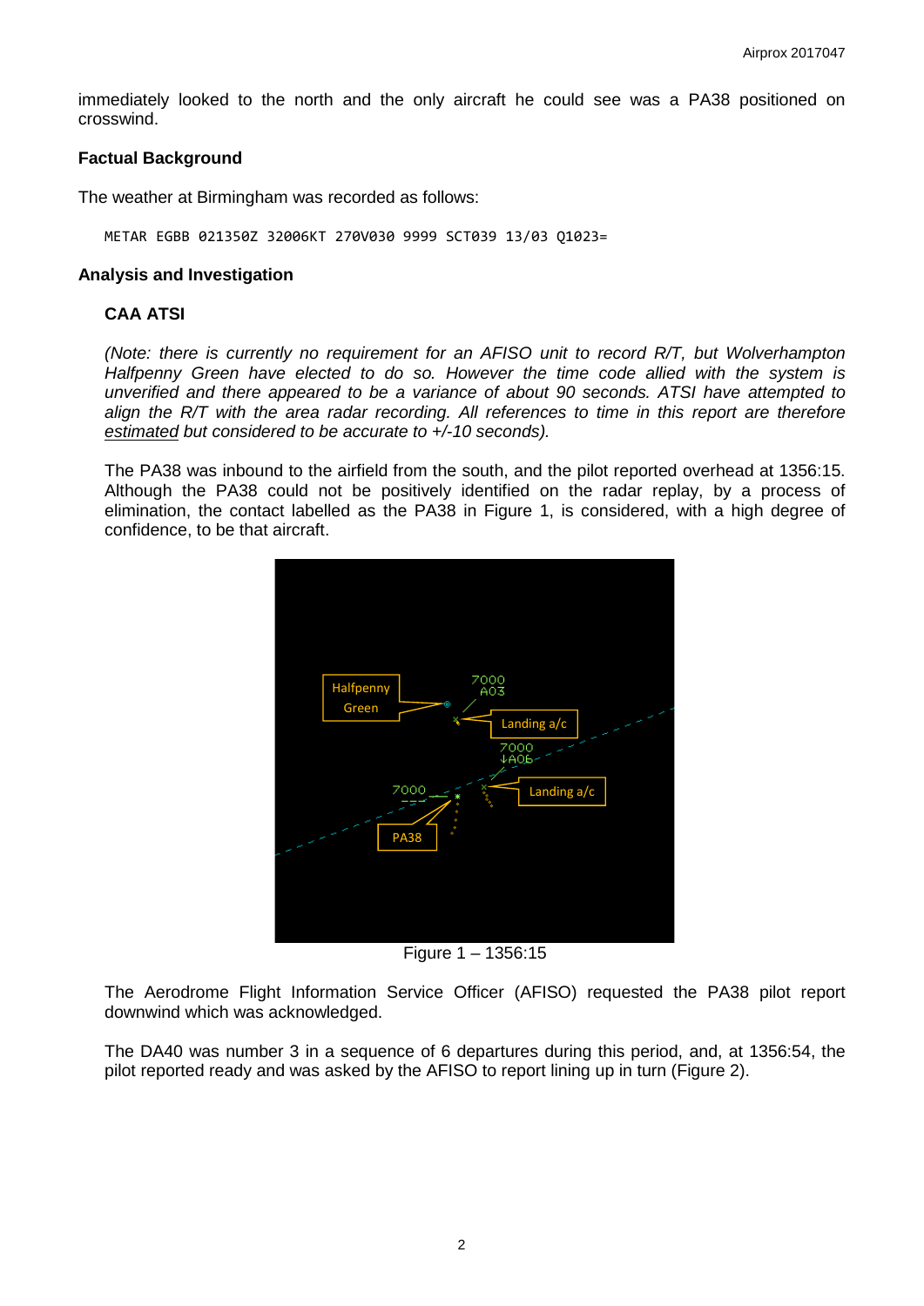immediately looked to the north and the only aircraft he could see was a PA38 positioned on crosswind.

### Factual Background

The weather at Birmingham was recorded as follows:

```
METAR EGBB 021350Z 32006KT 270V030 9999 SCT039 13/03 Q1023=
```

### Analysis and Investigation

#### CAA ATSI

*(Note: there is currently no requirement for an AFISO unit to record R/T, but Wolverhampton Halfpenny Green have elected to do so. However the time code allied with the system is unverified and there appeared to be a variance of about 90 seconds. ATSI have attempted to align the R/T with the area radar recording. All references to time in this report are therefore estimated but considered to be accurate to +/-10 seconds).*

The PA38 was inbound to the airfield from the south, and the pilot reported overhead at 1356:15. Although the PA38 could not be positively identified on the radar replay, by a process of elimination, the contact labelled as the PA38 in Figure 1, is considered, with a high degree of confidence, to be that aircraft.

Figure 1 – 1356:15

The Aerodrome Flight Information Service Officer (AFISO) requested the PA38 pilot report downwind which was acknowledged.

The DA40 was number 3 in a sequence of 6 departures during this period, and, at 1356:54, the pilot reported ready and was asked by the AFISO to report lining up in turn (Figure 2).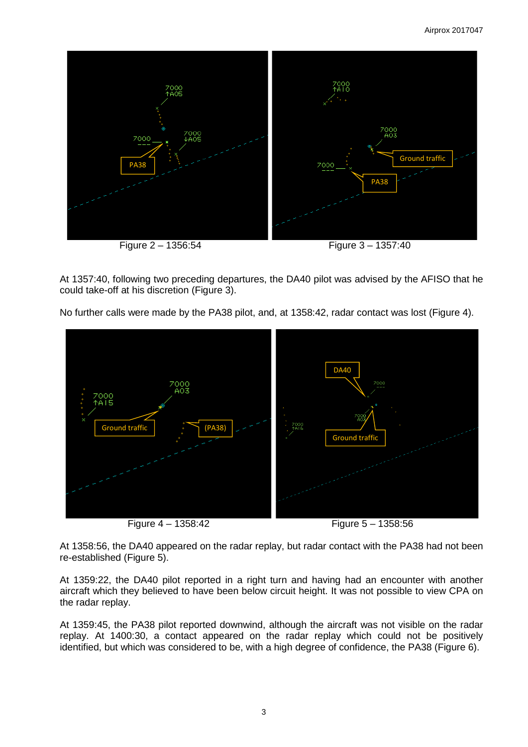Figure 2 – 1356:54

Figure 3 – 1357:40

At 1357:40, following two preceding departures, the DA40 pilot was advised by the AFISO that he could take-off at his discretion (Figure 3).

No further calls were made by the PA38 pilot, and, at 1358:42, radar contact was lost (Figure 4).

Figure 4 – 1358:42

Figure 5 – 1358:56

At 1358:56, the DA40 appeared on the radar replay, but radar contact with the PA38 had not been re-established (Figure 5).

At 1359:22, the DA40 pilot reported in a right turn and having had an encounter with another aircraft which they believed to have been below circuit height. It was not possible to view CPA on the radar replay.

At 1359:45, the PA38 pilot reported downwind, although the aircraft was not visible on the radar replay. At 1400:30, a contact appeared on the radar replay which could not be positively identified, but which was considered to be, with a high degree of confidence, the PA38 (Figure 6).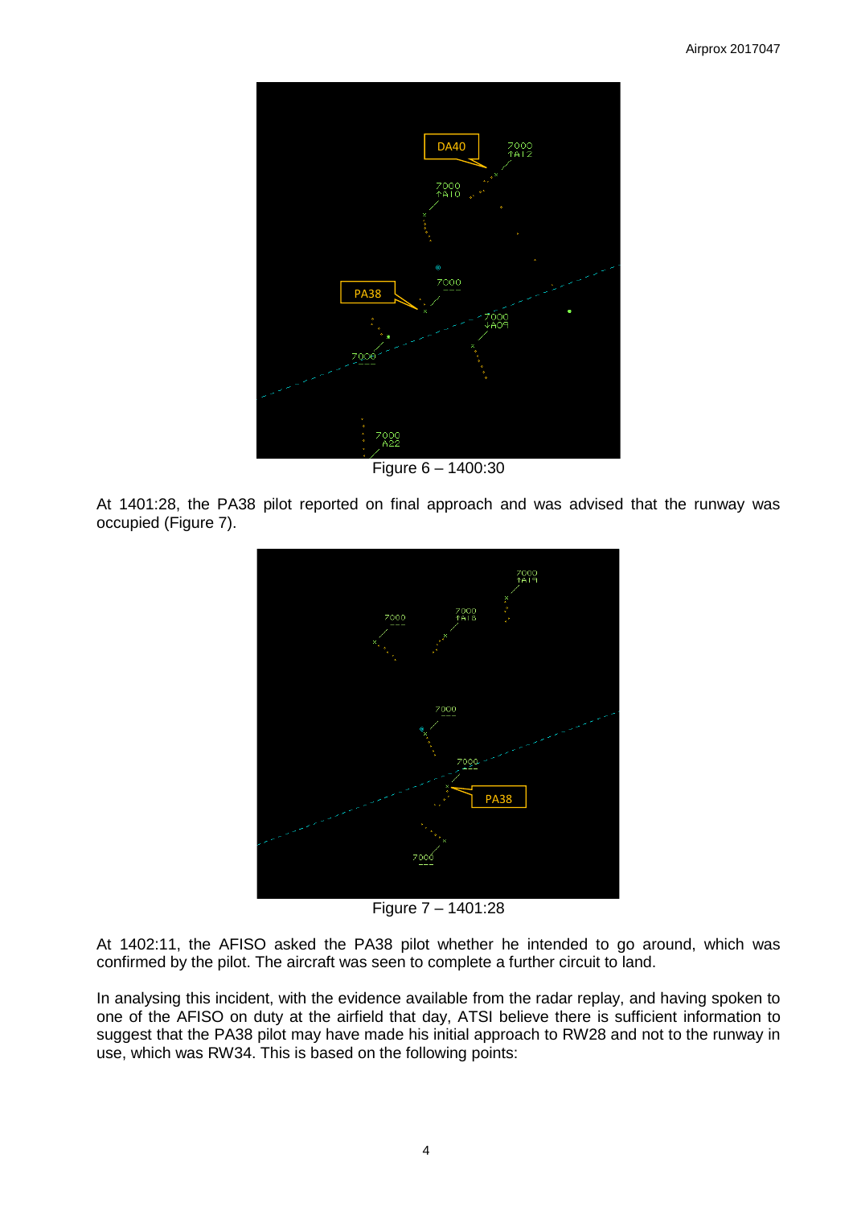Figure 6 – 1400:30

At 1401:28, the PA38 pilot reported on final approach and was advised that the runway was occupied (Figure 7).

Figure 7 – 1401:28

At 1402:11, the AFISO asked the PA38 pilot whether he intended to go around, which was confirmed by the pilot. The aircraft was seen to complete a further circuit to land.

In analysing this incident, with the evidence available from the radar replay, and having spoken to one of the AFISO on duty at the airfield that day, ATSI believe there is sufficient information to suggest that the PA38 pilot may have made his initial approach to RW28 and not to the runway in use, which was RW34. This is based on the following points: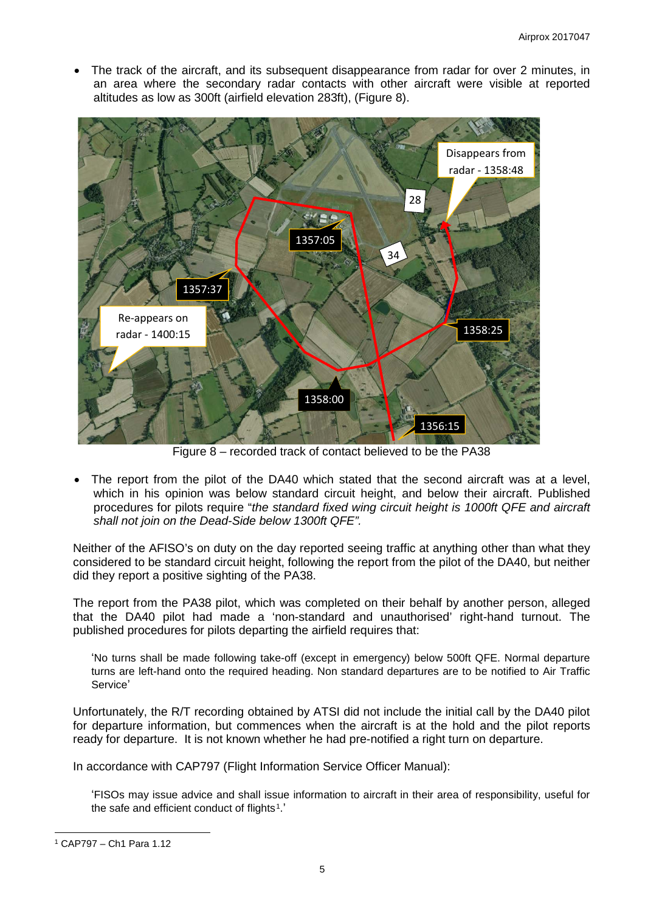- The track of the aircraft, and its subsequent disappearance from radar for over 2 minutes, in an area where the secondary radar contacts with other aircraft were visible at reported altitudes as low as 300ft (airfield elevation 283ft), (Figure 8).

Figure 8 – recorded track of contact believed to be the PA38

- The report from the pilot of the DA40 which stated that the second aircraft was at a level, which in his opinion was below standard circuit height, and below their aircraft. Published procedures for pilots require "*the standard fixed wing circuit height is 1000ft QFE and aircraft shall not join on the Dead-Side below 1300ft QFE".*

Neither of the AFISO's on duty on the day reported seeing traffic at anything other than what they considered to be standard circuit height, following the report from the pilot of the DA40, but neither did they report a positive sighting of the PA38.

The report from the PA38 pilot, which was completed on their behalf by another person, alleged that the DA40 pilot had made a 'non-standard and unauthorised' right-hand turnout. The published procedures for pilots departing the airfield requires that:

> 'No turns shall be made following take-off (except in emergency) below 500ft QFE. Normal departure turns are left-hand onto the required heading. Non standard departures are to be notified to Air Traffic Service'

Unfortunately, the R/T recording obtained by ATSI did not include the initial call by the DA40 pilot for departure information, but commences when the aircraft is at the hold and the pilot reports ready for departure. It is not known whether he had pre-notified a right turn on departure.

In accordance with CAP797 (Flight Information Service Officer Manual):

> 'FISOs may issue advice and shall issue information to aircraft in their area of responsibility, useful for the safe and efficient conduct of flights[1].'

[1] CAP797 – Ch1 Para 1.12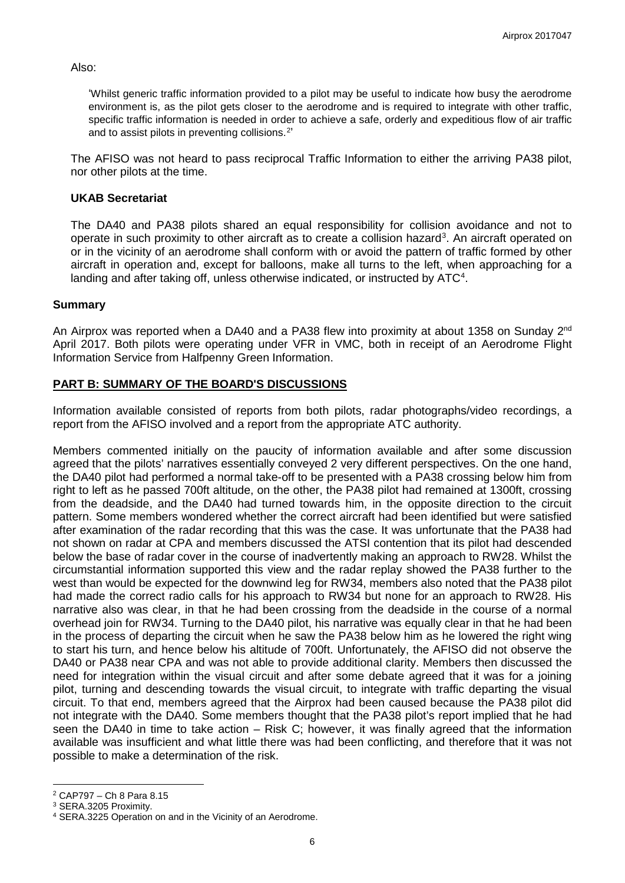Also:

> 'Whilst generic traffic information provided to a pilot may be useful to indicate how busy the aerodrome environment is, as the pilot gets closer to the aerodrome and is required to integrate with other traffic, specific traffic information is needed in order to achieve a safe, orderly and expeditious flow of air traffic and to assist pilots in preventing collisions.[2]'

The AFISO was not heard to pass reciprocal Traffic Information to either the arriving PA38 pilot, nor other pilots at the time.

### UKAB Secretariat

The DA40 and PA38 pilots shared an equal responsibility for collision avoidance and not to operate in such proximity to other aircraft as to create a collision hazard[3]. An aircraft operated on or in the vicinity of an aerodrome shall conform with or avoid the pattern of traffic formed by other aircraft in operation and, except for balloons, make all turns to the left, when approaching for a landing and after taking off, unless otherwise indicated, or instructed by ATC[4].

## Summary

An Airprox was reported when a DA40 and a PA38 flew into proximity at about 1358 on Sunday 2nd April 2017. Both pilots were operating under VFR in VMC, both in receipt of an Aerodrome Flight Information Service from Halfpenny Green Information.

## PART B: SUMMARY OF THE BOARD'S DISCUSSIONS

Information available consisted of reports from both pilots, radar photographs/video recordings, a report from the AFISO involved and a report from the appropriate ATC authority.

Members commented initially on the paucity of information available and after some discussion agreed that the pilots' narratives essentially conveyed 2 very different perspectives. On the one hand, the DA40 pilot had performed a normal take-off to be presented with a PA38 crossing below him from right to left as he passed 700ft altitude, on the other, the PA38 pilot had remained at 1300ft, crossing from the deadside, and the DA40 had turned towards him, in the opposite direction to the circuit pattern. Some members wondered whether the correct aircraft had been identified but were satisfied after examination of the radar recording that this was the case. It was unfortunate that the PA38 had not shown on radar at CPA and members discussed the ATSI contention that its pilot had descended below the base of radar cover in the course of inadvertently making an approach to RW28. Whilst the circumstantial information supported this view and the radar replay showed the PA38 further to the west than would be expected for the downwind leg for RW34, members also noted that the PA38 pilot had made the correct radio calls for his approach to RW34 but none for an approach to RW28. His narrative also was clear, in that he had been crossing from the deadside in the course of a normal overhead join for RW34. Turning to the DA40 pilot, his narrative was equally clear in that he had been in the process of departing the circuit when he saw the PA38 below him as he lowered the right wing to start his turn, and hence below his altitude of 700ft. Unfortunately, the AFISO did not observe the DA40 or PA38 near CPA and was not able to provide additional clarity. Members then discussed the need for integration within the visual circuit and after some debate agreed that it was for a joining pilot, turning and descending towards the visual circuit, to integrate with traffic departing the visual circuit. To that end, members agreed that the Airprox had been caused because the PA38 pilot did not integrate with the DA40. Some members thought that the PA38 pilot's report implied that he had seen the DA40 in time to take action – Risk C; however, it was finally agreed that the information available was insufficient and what little there was had been conflicting, and therefore that it was not possible to make a determination of the risk.

---

[2] CAP797 – Ch 8 Para 8.15

[3] SERA.3205 Proximity.

[4] SERA.3225 Operation on and in the Vicinity of an Aerodrome.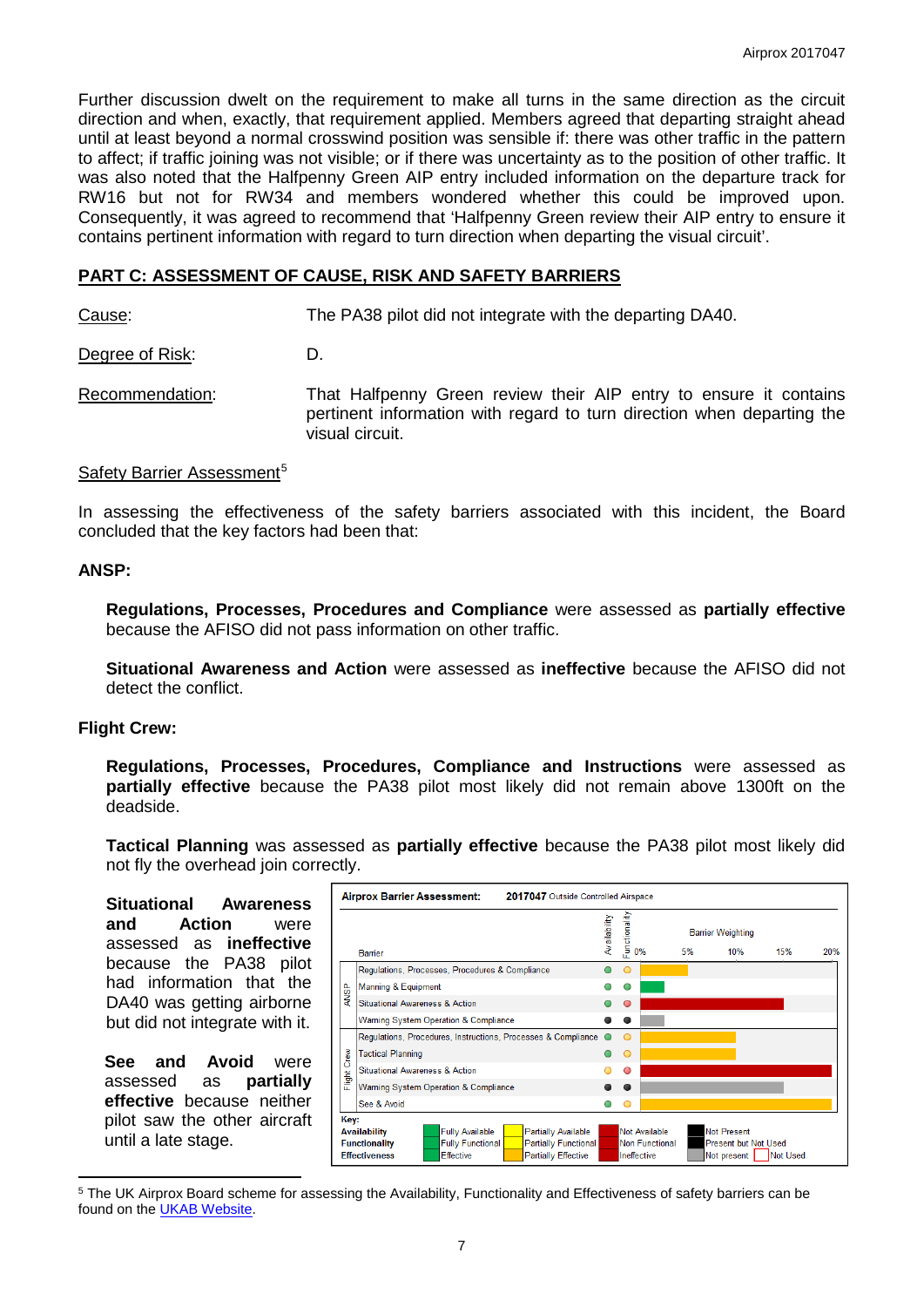Further discussion dwelt on the requirement to make all turns in the same direction as the circuit direction and when, exactly, that requirement applied. Members agreed that departing straight ahead until at least beyond a normal crosswind position was sensible if: there was other traffic in the pattern to affect; if traffic joining was not visible; or if there was uncertainty as to the position of other traffic. It was also noted that the Halfpenny Green AIP entry included information on the departure track for RW16 but not for RW34 and members wondered whether this could be improved upon. Consequently, it was agreed to recommend that 'Halfpenny Green review their AIP entry to ensure it contains pertinent information with regard to turn direction when departing the visual circuit'.

## PART C: ASSESSMENT OF CAUSE, RISK AND SAFETY BARRIERS

Cause: The PA38 pilot did not integrate with the departing DA40.

Degree of Risk: D.

Recommendation: That Halfpenny Green review their AIP entry to ensure it contains pertinent information with regard to turn direction when departing the visual circuit.

Safety Barrier Assessment[5]

In assessing the effectiveness of the safety barriers associated with this incident, the Board concluded that the key factors had been that:

**ANSP:**

**Regulations, Processes, Procedures and Compliance** were assessed as **partially effective** because the AFISO did not pass information on other traffic.

**Situational Awareness and Action** were assessed as **ineffective** because the AFISO did not detect the conflict.

**Flight Crew:**

**Regulations, Processes, Procedures, Compliance and Instructions** were assessed as **partially effective** because the PA38 pilot most likely did not remain above 1300ft on the deadside.

**Tactical Planning** was assessed as **partially effective** because the PA38 pilot most likely did not fly the overhead join correctly.

**Situational Awareness and Action** were assessed as **ineffective** because the PA38 pilot had information that the DA40 was getting airborne but did not integrate with it.

**See and Avoid** were assessed as **partially effective** because neither pilot saw the other aircraft until a late stage.

Airprox Barrier Assessment: 2017047 Outside Controlled Airspace

Barrier
Availability
Functionality
Barrier Weighting
0%
5%
10%
15%
20%

ANSP
Regulations, Processes, Procedures & Compliance
Manning & Equipment
Situational Awareness & Action
Warning System Operation & Compliance

Flight Crew
Regulations, Procedures, Instructions, Processes & Compliance
Tactical Planning
Situational Awareness & Action
Warning System Operation & Compliance
See & Avoid

Key:
Availability: Fully Available, Partially Available, Not Available, Not Present
Functionality: Fully Functional, Partially Functional, Non Functional, Present but Not Used
Effectiveness: Effective, Partially Effective, Ineffective, Not present, Not Used

[5] The UK Airprox Board scheme for assessing the Availability, Functionality and Effectiveness of safety barriers can be found on the UKAB Website.